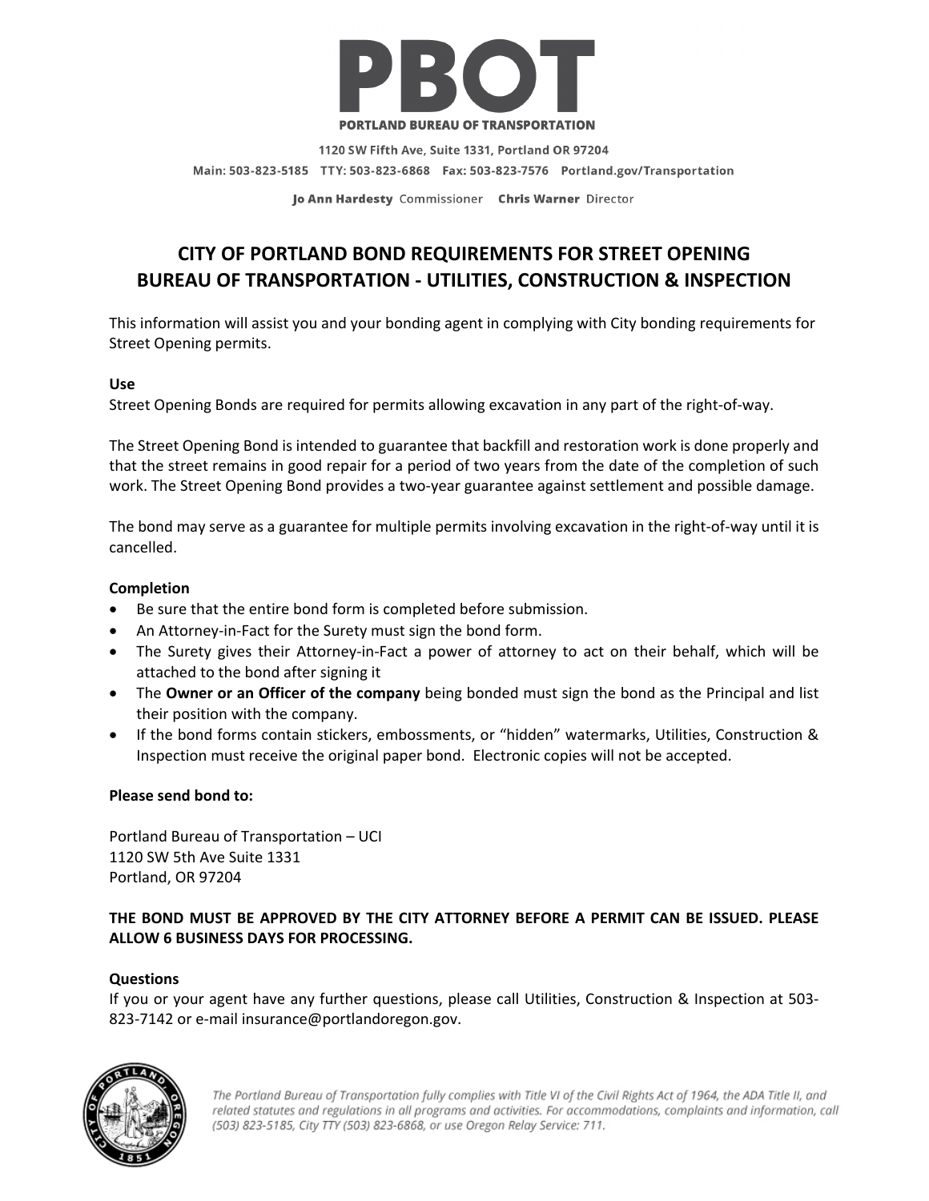# PBOT

**PORTLAND BUREAU OF TRANSPORTATION**

1120 SW Fifth Ave, Suite 1331, Portland OR 97204

Main: 503-823-5185 TTY: 503-823-6868 Fax: 503-823-7576 Portland.gov/Transportation

**Jo Ann Hardesty** Commissioner **Chris Warner** Director

## CITY OF PORTLAND BOND REQUIREMENTS FOR STREET OPENING BUREAU OF TRANSPORTATION - UTILITIES, CONSTRUCTION & INSPECTION

This information will assist you and your bonding agent in complying with City bonding requirements for Street Opening permits.

**Use**

Street Opening Bonds are required for permits allowing excavation in any part of the right-of-way.

The Street Opening Bond is intended to guarantee that backfill and restoration work is done properly and that the street remains in good repair for a period of two years from the date of the completion of such work. The Street Opening Bond provides a two-year guarantee against settlement and possible damage.

The bond may serve as a guarantee for multiple permits involving excavation in the right-of-way until it is cancelled.

**Completion**

- Be sure that the entire bond form is completed before submission.
- An Attorney-in-Fact for the Surety must sign the bond form.
- The Surety gives their Attorney-in-Fact a power of attorney to act on their behalf, which will be attached to the bond after signing it
- The **Owner or an Officer of the company** being bonded must sign the bond as the Principal and list their position with the company.
- If the bond forms contain stickers, embossments, or "hidden" watermarks, Utilities, Construction & Inspection must receive the original paper bond. Electronic copies will not be accepted.

**Please send bond to:**

Portland Bureau of Transportation – UCI
1120 SW 5th Ave Suite 1331
Portland, OR 97204

**THE BOND MUST BE APPROVED BY THE CITY ATTORNEY BEFORE A PERMIT CAN BE ISSUED. PLEASE ALLOW 6 BUSINESS DAYS FOR PROCESSING.**

**Questions**

If you or your agent have any further questions, please call Utilities, Construction & Inspection at 503-823-7142 or e-mail insurance@portlandoregon.gov.

*The Portland Bureau of Transportation fully complies with Title VI of the Civil Rights Act of 1964, the ADA Title II, and related statutes and regulations in all programs and activities. For accommodations, complaints and information, call (503) 823-5185, City TTY (503) 823-6868, or use Oregon Relay Service: 711.*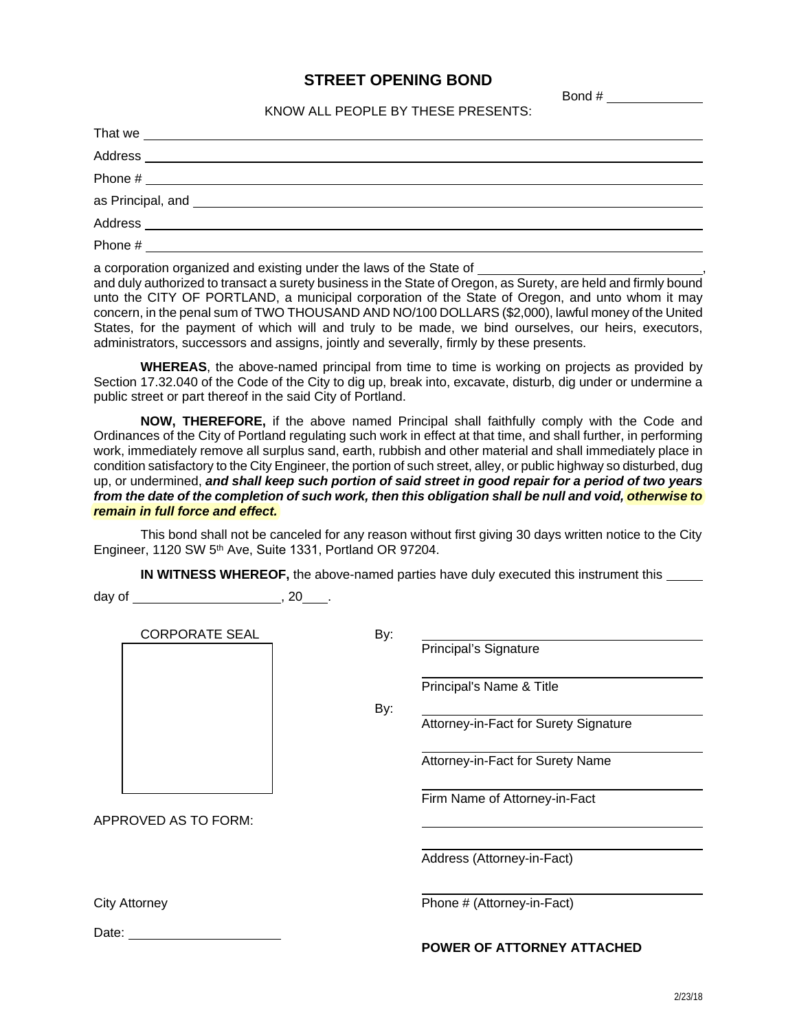# STREET OPENING BOND

Bond # ______________

KNOW ALL PEOPLE BY THESE PRESENTS:

That we ______________________________________________

Address ______________________________________________

Phone # ______________________________________________

as Principal, and ______________________________________________

Address ______________________________________________

Phone # ______________________________________________

a corporation organized and existing under the laws of the State of ______________________________, and duly authorized to transact a surety business in the State of Oregon, as Surety, are held and firmly bound unto the CITY OF PORTLAND, a municipal corporation of the State of Oregon, and unto whom it may concern, in the penal sum of TWO THOUSAND AND NO/100 DOLLARS ($2,000), lawful money of the United States, for the payment of which will and truly to be made, we bind ourselves, our heirs, executors, administrators, successors and assigns, jointly and severally, firmly by these presents.

**WHEREAS**, the above-named principal from time to time is working on projects as provided by Section 17.32.040 of the Code of the City to dig up, break into, excavate, disturb, dig under or undermine a public street or part thereof in the said City of Portland.

**NOW, THEREFORE,** if the above named Principal shall faithfully comply with the Code and Ordinances of the City of Portland regulating such work in effect at that time, and shall further, in performing work, immediately remove all surplus sand, earth, rubbish and other material and shall immediately place in condition satisfactory to the City Engineer, the portion of such street, alley, or public highway so disturbed, dug up, or undermined, ***and shall keep such portion of said street in good repair for a period of two years from the date of the completion of such work, then this obligation shall be null and void, otherwise to remain in full force and effect.***

This bond shall not be canceled for any reason without first giving 30 days written notice to the City Engineer, 1120 SW 5th Ave, Suite 1331, Portland OR 97204.

**IN WITNESS WHEREOF,** the above-named parties have duly executed this instrument this _____ day of ____________________, 20___.

CORPORATE SEAL

By: ______________________________
Principal's Signature

______________________________
Principal's Name & Title

By: ______________________________
Attorney-in-Fact for Surety Signature

______________________________
Attorney-in-Fact for Surety Name

______________________________
Firm Name of Attorney-in-Fact

APPROVED AS TO FORM:

______________________________

______________________________
Address (Attorney-in-Fact)

City Attorney

______________________________
Phone # (Attorney-in-Fact)

Date: ____________________

**POWER OF ATTORNEY ATTACHED**

2/23/18